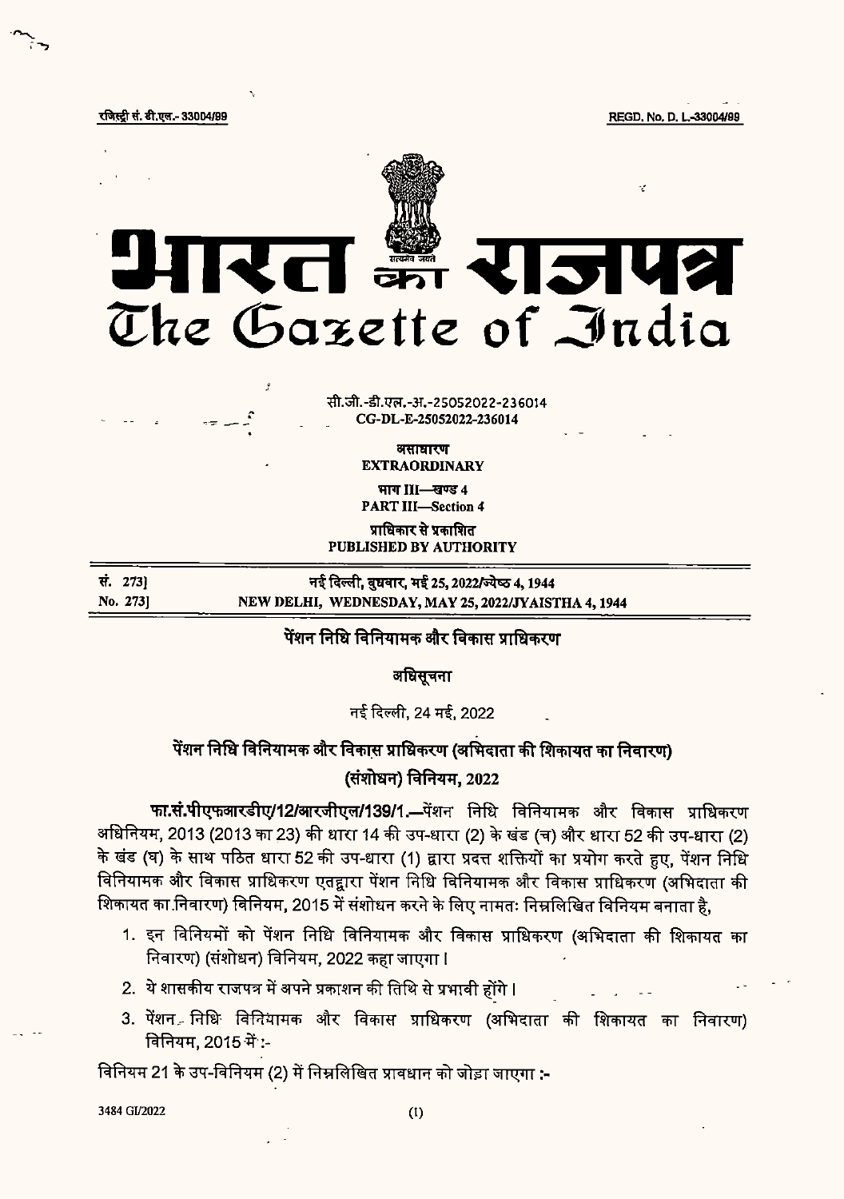रजिस्ट्री सं. डी.एल.- 33004/99 REGD. No. D. L.-33004/99

# भारत का राजपत्र
# The Gazette of India

सी.जी.-डी.एल.-अ.-25052022-236014
CG-DL-E-25052022-236014

असाधारण
EXTRAORDINARY

भाग III—खण्ड 4
PART III—Section 4

प्राधिकार से प्रकाशित
PUBLISHED BY AUTHORITY

| सं. 273] | नई दिल्ली, बुधवार, मई 25, 2022/ज्येष्ठ 4, 1944 |
|---|---|
| No. 273] | NEW DELHI, WEDNESDAY, MAY 25, 2022/JYAISTHA 4, 1944 |

## पेंशन निधि विनियामक और विकास प्राधिकरण

### अधिसूचना

नई दिल्ली, 24 मई, 2022

### पेंशन निधि विनियामक और विकास प्राधिकरण (अभिदाता की शिकायत का निवारण) (संशोधन) विनियम, 2022

**फा.सं.पीएफआरडीए/12/आरजीएल/139/1.**—पेंशन निधि विनियामक और विकास प्राधिकरण अधिनियम, 2013 (2013 का 23) की धारा 14 की उप-धारा (2) के खंड (च) और धारा 52 की उप-धारा (2) के खंड (घ) के साथ पठित धारा 52 की उप-धारा (1) द्वारा प्रदत्त शक्तियों का प्रयोग करते हुए, पेंशन निधि विनियामक और विकास प्राधिकरण एतद्द्वारा पेंशन निधि विनियामक और विकास प्राधिकरण (अभिदाता की शिकायत का निवारण) विनियम, 2015 में संशोधन करने के लिए नामतः निम्नलिखित विनियम बनाता है,

1. इन विनियमों को पेंशन निधि विनियामक और विकास प्राधिकरण (अभिदाता की शिकायत का निवारण) (संशोधन) विनियम, 2022 कहा जाएगा।
2. ये शासकीय राजपत्र में अपने प्रकाशन की तिथि से प्रभावी होंगे।
3. पेंशन निधि विनियामक और विकास प्राधिकरण (अभिदाता की शिकायत का निवारण) विनियम, 2015 में :-

विनियम 21 के उप-विनियम (2) में निम्नलिखित प्रावधान को जोड़ा जाएगा :-

3484 GI/2022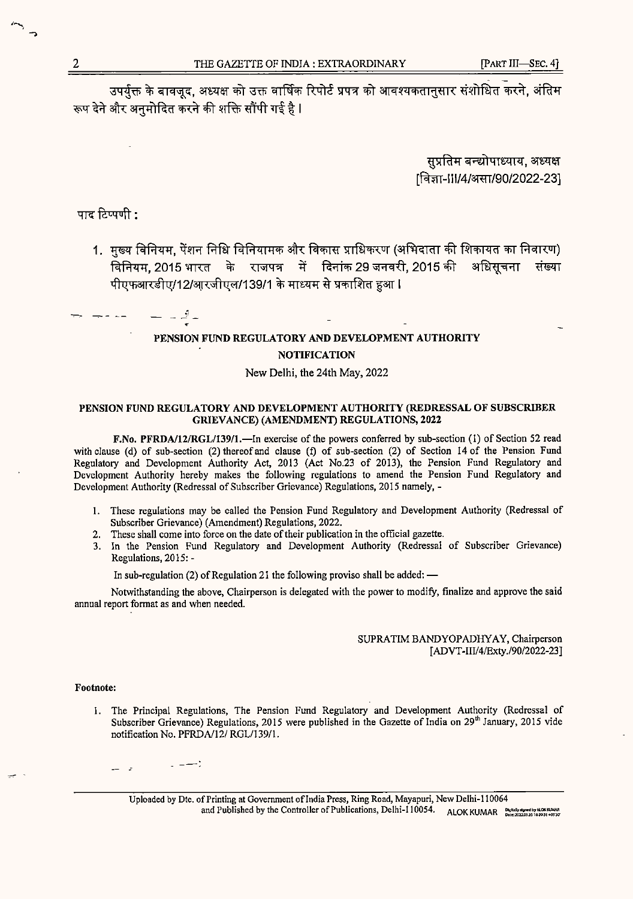उपर्युक्त के बावजूद, अध्यक्ष को उक्त वार्षिक रिपोर्ट प्रपत्र को आवश्यकतानुसार संशोधित करने, अंतिम रूप देने और अनुमोदित करने की शक्ति सौंपी गई है।

सुप्रतिम बन्द्योपाध्याय, अध्यक्ष
[विज्ञा-III/4/असा/90/2022-23]

पाद टिप्पणी :

1. मुख्य विनियम, पेंशन निधि विनियामक और विकास प्राधिकरण (अभिदाता की शिकायत का निवारण) विनियम, 2015 भारत के राजपत्र में दिनांक 29 जनवरी, 2015 की अधिसूचना संख्या पीएफआरडीए/12/आरजीएल/139/1 के माध्यम से प्रकाशित हुआ।

## PENSION FUND REGULATORY AND DEVELOPMENT AUTHORITY

### NOTIFICATION

New Delhi, the 24th May, 2022

### PENSION FUND REGULATORY AND DEVELOPMENT AUTHORITY (REDRESSAL OF SUBSCRIBER GRIEVANCE) (AMENDMENT) REGULATIONS, 2022

**F.No. PFRDA/12/RGL/139/1.**—In exercise of the powers conferred by sub-section (1) of Section 52 read with clause (d) of sub-section (2) thereof and clause (f) of sub-section (2) of Section 14 of the Pension Fund Regulatory and Development Authority Act, 2013 (Act No.23 of 2013), the Pension Fund Regulatory and Development Authority hereby makes the following regulations to amend the Pension Fund Regulatory and Development Authority (Redressal of Subscriber Grievance) Regulations, 2015 namely, -

1. These regulations may be called the Pension Fund Regulatory and Development Authority (Redressal of Subscriber Grievance) (Amendment) Regulations, 2022.
2. These shall come into force on the date of their publication in the official gazette.
3. In the Pension Fund Regulatory and Development Authority (Redressal of Subscriber Grievance) Regulations, 2015: -

In sub-regulation (2) of Regulation 21 the following proviso shall be added: —

Notwithstanding the above, Chairperson is delegated with the power to modify, finalize and approve the said annual report format as and when needed.

SUPRATIM BANDYOPADHYAY, Chairperson
[ADVT-III/4/Exty./90/2022-23]

**Footnote:**

1. The Principal Regulations, The Pension Fund Regulatory and Development Authority (Redressal of Subscriber Grievance) Regulations, 2015 were published in the Gazette of India on 29th January, 2015 vide notification No. PFRDA/12/ RGL/139/1.

Uploaded by Dte. of Printing at Government of India Press, Ring Road, Mayapuri, New Delhi-110064 and Published by the Controller of Publications, Delhi-110054. ALOK KUMAR